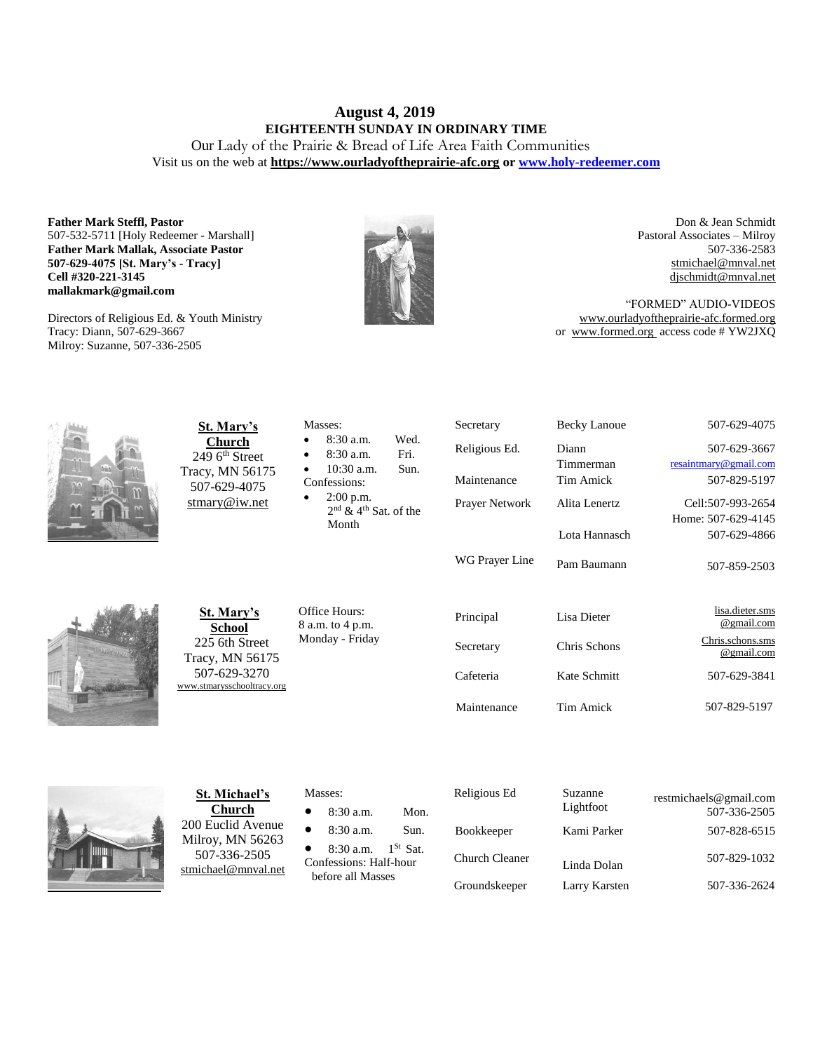# August 4, 2019

## EIGHTEENTH SUNDAY IN ORDINARY TIME

Our Lady of the Prairie & Bread of Life Area Faith Communities

Visit us on the web at **https://www.ourladyoftheprairie-afc.org** or **www.holy-redeemer.com**

**Father Mark Steffl, Pastor**
507-532-5711 [Holy Redeemer - Marshall]
**Father Mark Mallak, Associate Pastor**
**507-629-4075 [St. Mary's - Tracy]**
**Cell #320-221-3145**
**mallakmark@gmail.com**

Directors of Religious Ed. & Youth Ministry
Tracy: Diann, 507-629-3667
Milroy: Suzanne, 507-336-2505

Don & Jean Schmidt
Pastoral Associates – Milroy
507-336-2583
stmichael@mnval.net
djschmidt@mnval.net

"FORMED" AUDIO-VIDEOS
www.ourladyoftheprairie-afc.formed.org
or www.formed.org access code # YW2JXQ

**St. Mary's Church**
249 6th Street
Tracy, MN 56175
507-629-4075
stmary@iw.net

Masses:
- 8:30 a.m. Wed.
- 8:30 a.m. Fri.
- 10:30 a.m. Sun.

Confessions:
- 2:00 p.m. 2nd & 4th Sat. of the Month

| | | |
|---|---|---|
| Secretary | Becky Lanoue | 507-629-4075 |
| Religious Ed. | Diann Timmerman | 507-629-3667 resaintmary@gmail.com |
| Maintenance | Tim Amick | 507-829-5197 |
| Prayer Network | Alita Lenertz | Cell:507-993-2654 Home: 507-629-4145 |
| | Lota Hannasch | 507-629-4866 |
| WG Prayer Line | Pam Baumann | 507-859-2503 |

**St. Mary's School**
225 6th Street
Tracy, MN 56175
507-629-3270
www.stmarysschooltracy.org

Office Hours:
8 a.m. to 4 p.m.
Monday - Friday

| | | |
|---|---|---|
| Principal | Lisa Dieter | lisa.dieter.sms@gmail.com |
| Secretary | Chris Schons | Chris.schons.sms@gmail.com |
| Cafeteria | Kate Schmitt | 507-629-3841 |
| Maintenance | Tim Amick | 507-829-5197 |

**St. Michael's Church**
200 Euclid Avenue
Milroy, MN 56263
507-336-2505
stmichael@mnval.net

Masses:
- 8:30 a.m. Mon.
- 8:30 a.m. Sun.
- 8:30 a.m. 1St Sat.

Confessions: Half-hour before all Masses

| | | |
|---|---|---|
| Religious Ed | Suzanne Lightfoot | restmichaels@gmail.com 507-336-2505 |
| Bookkeeper | Kami Parker | 507-828-6515 |
| Church Cleaner | Linda Dolan | 507-829-1032 |
| Groundskeeper | Larry Karsten | 507-336-2624 |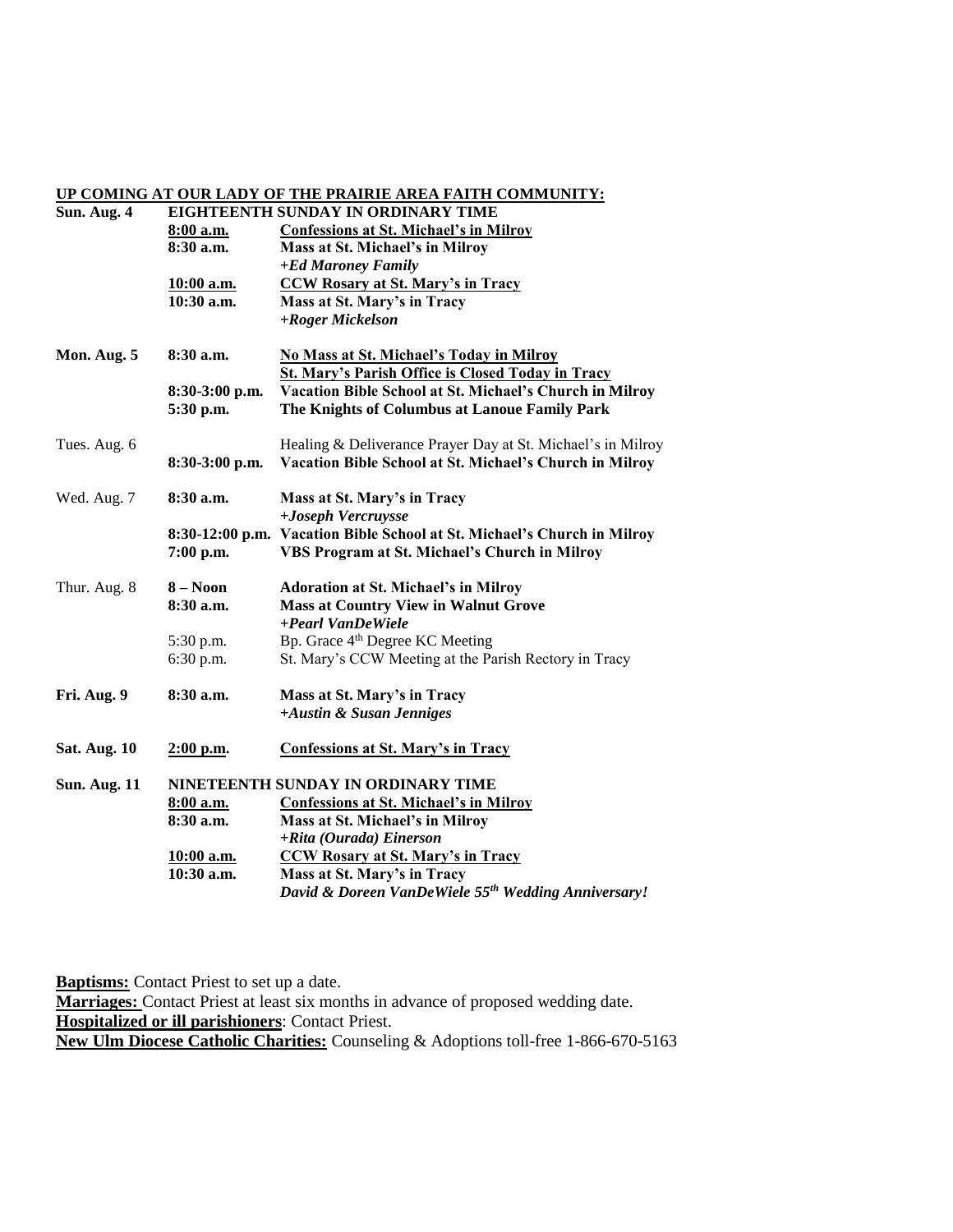**UP COMING AT OUR LADY OF THE PRAIRIE AREA FAITH COMMUNITY:**

| | | |
|---|---|---|
| **Sun. Aug. 4** | **EIGHTEENTH SUNDAY IN ORDINARY TIME** | |
| | **8:00 a.m.** | **Confessions at St. Michael's in Milroy** |
| | **8:30 a.m.** | **Mass at St. Michael's in Milroy** |
| | | ***+Ed Maroney Family*** |
| | **10:00 a.m.** | **CCW Rosary at St. Mary's in Tracy** |
| | **10:30 a.m.** | **Mass at St. Mary's in Tracy** |
| | | ***+Roger Mickelson*** |
| **Mon. Aug. 5** | **8:30 a.m.** | **No Mass at St. Michael's Today in Milroy** |
| | | **St. Mary's Parish Office is Closed Today in Tracy** |
| | **8:30-3:00 p.m.** | **Vacation Bible School at St. Michael's Church in Milroy** |
| | **5:30 p.m.** | **The Knights of Columbus at Lanoue Family Park** |
| Tues. Aug. 6 | | Healing & Deliverance Prayer Day at St. Michael's in Milroy |
| | **8:30-3:00 p.m.** | **Vacation Bible School at St. Michael's Church in Milroy** |
| Wed. Aug. 7 | **8:30 a.m.** | **Mass at St. Mary's in Tracy** |
| | | ***+Joseph Vercruysse*** |
| | **8:30-12:00 p.m.** | **Vacation Bible School at St. Michael's Church in Milroy** |
| | **7:00 p.m.** | **VBS Program at St. Michael's Church in Milroy** |
| Thur. Aug. 8 | **8 – Noon** | **Adoration at St. Michael's in Milroy** |
| | **8:30 a.m.** | **Mass at Country View in Walnut Grove** |
| | | ***+Pearl VanDeWiele*** |
| | 5:30 p.m. | Bp. Grace 4th Degree KC Meeting |
| | 6:30 p.m. | St. Mary's CCW Meeting at the Parish Rectory in Tracy |
| **Fri. Aug. 9** | **8:30 a.m.** | **Mass at St. Mary's in Tracy** |
| | | ***+Austin & Susan Jenniges*** |
| **Sat. Aug. 10** | **2:00 p.m.** | **Confessions at St. Mary's in Tracy** |
| **Sun. Aug. 11** | **NINETEENTH SUNDAY IN ORDINARY TIME** | |
| | **8:00 a.m.** | **Confessions at St. Michael's in Milroy** |
| | **8:30 a.m.** | **Mass at St. Michael's in Milroy** |
| | | ***+Rita (Ourada) Einerson*** |
| | **10:00 a.m.** | **CCW Rosary at St. Mary's in Tracy** |
| | **10:30 a.m.** | **Mass at St. Mary's in Tracy** |
| | | ***David & Doreen VanDeWiele 55th Wedding Anniversary!*** |

**Baptisms:** Contact Priest to set up a date.
**Marriages:** Contact Priest at least six months in advance of proposed wedding date.
**Hospitalized or ill parishioners**: Contact Priest.
**New Ulm Diocese Catholic Charities:** Counseling & Adoptions toll-free 1-866-670-5163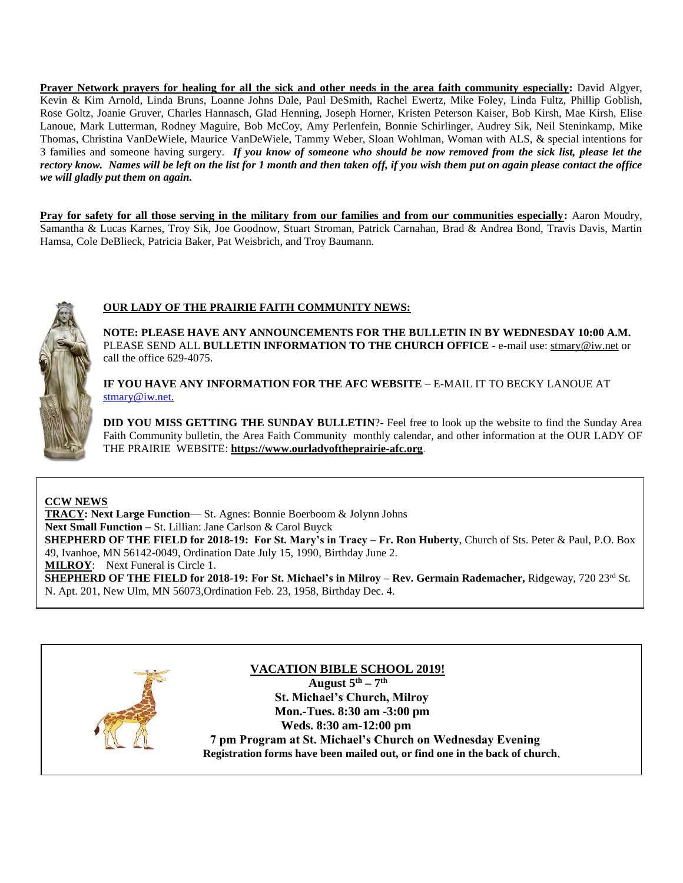**Prayer Network prayers for healing for all the sick and other needs in the area faith community especially:** David Algyer, Kevin & Kim Arnold, Linda Bruns, Loanne Johns Dale, Paul DeSmith, Rachel Ewertz, Mike Foley, Linda Fultz, Phillip Goblish, Rose Goltz, Joanie Gruver, Charles Hannasch, Glad Henning, Joseph Horner, Kristen Peterson Kaiser, Bob Kirsh, Mae Kirsh, Elise Lanoue, Mark Lutterman, Rodney Maguire, Bob McCoy, Amy Perlenfein, Bonnie Schirlinger, Audrey Sik, Neil Steninkamp, Mike Thomas, Christina VanDeWiele, Maurice VanDeWiele, Tammy Weber, Sloan Wohlman, Woman with ALS, & special intentions for 3 families and someone having surgery. ***If you know of someone who should be now removed from the sick list, please let the rectory know. Names will be left on the list for 1 month and then taken off, if you wish them put on again please contact the office we will gladly put them on again.***

**Pray for safety for all those serving in the military from our families and from our communities especially:** Aaron Moudry, Samantha & Lucas Karnes, Troy Sik, Joe Goodnow, Stuart Stroman, Patrick Carnahan, Brad & Andrea Bond, Travis Davis, Martin Hamsa, Cole DeBlieck, Patricia Baker, Pat Weisbrich, and Troy Baumann.

**OUR LADY OF THE PRAIRIE FAITH COMMUNITY NEWS:**

**NOTE: PLEASE HAVE ANY ANNOUNCEMENTS FOR THE BULLETIN IN BY WEDNESDAY 10:00 A.M.** PLEASE SEND ALL **BULLETIN INFORMATION TO THE CHURCH OFFICE** - e-mail use: stmary@iw.net or call the office 629-4075.

**IF YOU HAVE ANY INFORMATION FOR THE AFC WEBSITE** – E-MAIL IT TO BECKY LANOUE AT stmary@iw.net.

**DID YOU MISS GETTING THE SUNDAY BULLETIN**?- Feel free to look up the website to find the Sunday Area Faith Community bulletin, the Area Faith Community monthly calendar, and other information at the OUR LADY OF THE PRAIRIE WEBSITE: **https://www.ourladyoftheprairie-afc.org**.

**CCW NEWS**

**TRACY: Next Large Function**— St. Agnes: Bonnie Boerboom & Jolynn Johns
**Next Small Function –** St. Lillian: Jane Carlson & Carol Buyck
**SHEPHERD OF THE FIELD for 2018-19: For St. Mary's in Tracy – Fr. Ron Huberty**, Church of Sts. Peter & Paul, P.O. Box 49, Ivanhoe, MN 56142-0049, Ordination Date July 15, 1990, Birthday June 2.
**MILROY**: Next Funeral is Circle 1.
**SHEPHERD OF THE FIELD for 2018-19: For St. Michael's in Milroy – Rev. Germain Rademacher,** Ridgeway, 720 23rd St. N. Apt. 201, New Ulm, MN 56073, Ordination Feb. 23, 1958, Birthday Dec. 4.

**VACATION BIBLE SCHOOL 2019!**

**August 5th – 7th**
**St. Michael's Church, Milroy**
**Mon.-Tues. 8:30 am -3:00 pm**
**Weds. 8:30 am-12:00 pm**
**7 pm Program at St. Michael's Church on Wednesday Evening**
**Registration forms have been mailed out, or find one in the back of church.**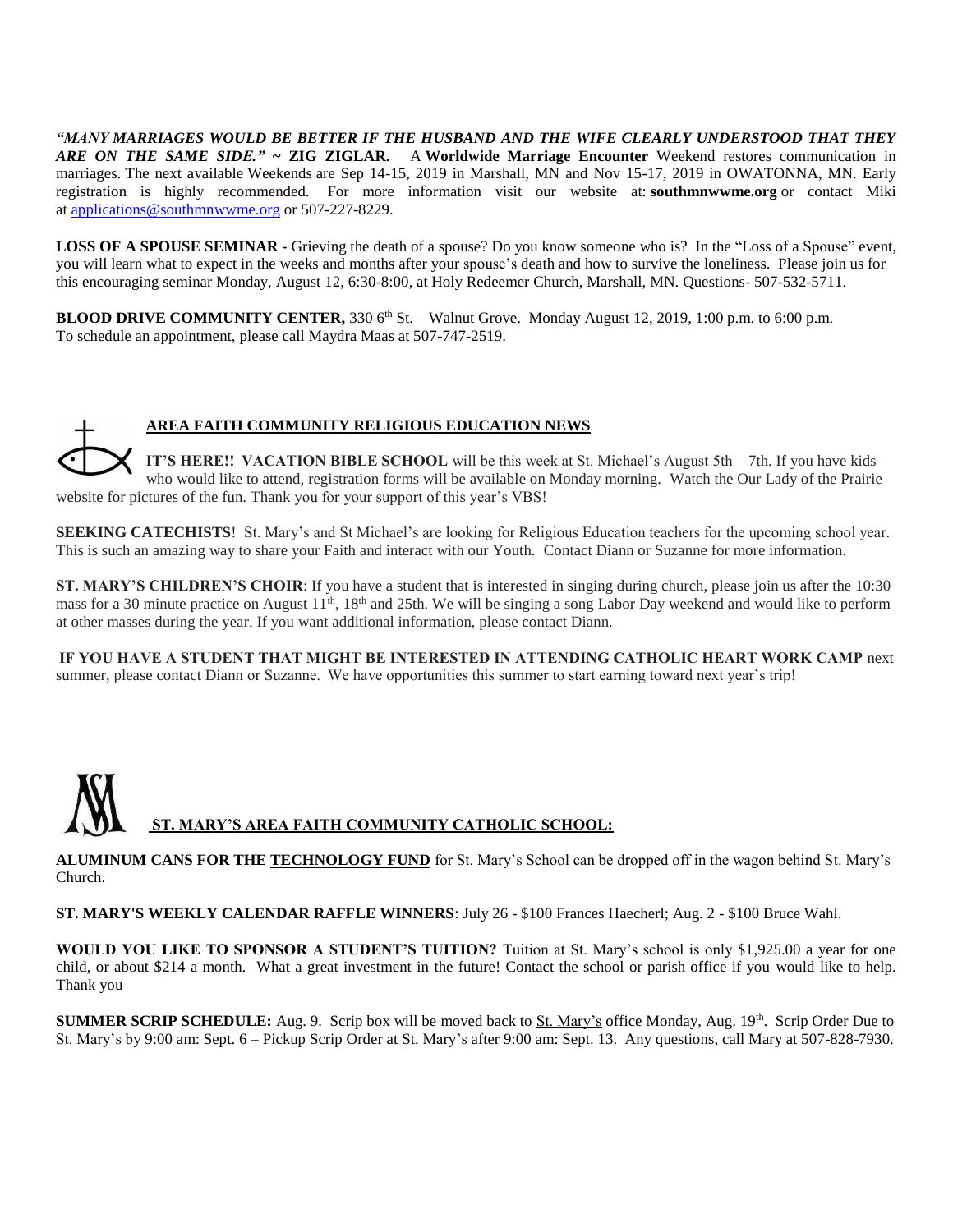***"MANY MARRIAGES WOULD BE BETTER IF THE HUSBAND AND THE WIFE CLEARLY UNDERSTOOD THAT THEY ARE ON THE SAME SIDE."* ~ ZIG ZIGLAR.** A **Worldwide Marriage Encounter** Weekend restores communication in marriages. The next available Weekends are Sep 14-15, 2019 in Marshall, MN and Nov 15-17, 2019 in OWATONNA, MN. Early registration is highly recommended. For more information visit our website at: **southmnwwme.org** or contact Miki at applications@southmnwwme.org or 507-227-8229.

**LOSS OF A SPOUSE SEMINAR** - Grieving the death of a spouse? Do you know someone who is? In the "Loss of a Spouse" event, you will learn what to expect in the weeks and months after your spouse's death and how to survive the loneliness. Please join us for this encouraging seminar Monday, August 12, 6:30-8:00, at Holy Redeemer Church, Marshall, MN. Questions- 507-532-5711.

**BLOOD DRIVE COMMUNITY CENTER,** 330 6th St. – Walnut Grove. Monday August 12, 2019, 1:00 p.m. to 6:00 p.m. To schedule an appointment, please call Maydra Maas at 507-747-2519.

## AREA FAITH COMMUNITY RELIGIOUS EDUCATION NEWS

**IT'S HERE!! VACATION BIBLE SCHOOL** will be this week at St. Michael's August 5th – 7th. If you have kids who would like to attend, registration forms will be available on Monday morning. Watch the Our Lady of the Prairie website for pictures of the fun. Thank you for your support of this year's VBS!

**SEEKING CATECHISTS**! St. Mary's and St Michael's are looking for Religious Education teachers for the upcoming school year. This is such an amazing way to share your Faith and interact with our Youth. Contact Diann or Suzanne for more information.

**ST. MARY'S CHILDREN'S CHOIR**: If you have a student that is interested in singing during church, please join us after the 10:30 mass for a 30 minute practice on August 11th, 18th and 25th. We will be singing a song Labor Day weekend and would like to perform at other masses during the year. If you want additional information, please contact Diann.

**IF YOU HAVE A STUDENT THAT MIGHT BE INTERESTED IN ATTENDING CATHOLIC HEART WORK CAMP** next summer, please contact Diann or Suzanne. We have opportunities this summer to start earning toward next year's trip!

## ST. MARY'S AREA FAITH COMMUNITY CATHOLIC SCHOOL:

**ALUMINUM CANS FOR THE TECHNOLOGY FUND** for St. Mary's School can be dropped off in the wagon behind St. Mary's Church.

**ST. MARY'S WEEKLY CALENDAR RAFFLE WINNERS**: July 26 - $100 Frances Haecherl; Aug. 2 - $100 Bruce Wahl.

**WOULD YOU LIKE TO SPONSOR A STUDENT'S TUITION?** Tuition at St. Mary's school is only $1,925.00 a year for one child, or about $214 a month. What a great investment in the future! Contact the school or parish office if you would like to help. Thank you

**SUMMER SCRIP SCHEDULE:** Aug. 9. Scrip box will be moved back to St. Mary's office Monday, Aug. 19th. Scrip Order Due to St. Mary's by 9:00 am: Sept. 6 – Pickup Scrip Order at St. Mary's after 9:00 am: Sept. 13. Any questions, call Mary at 507-828-7930.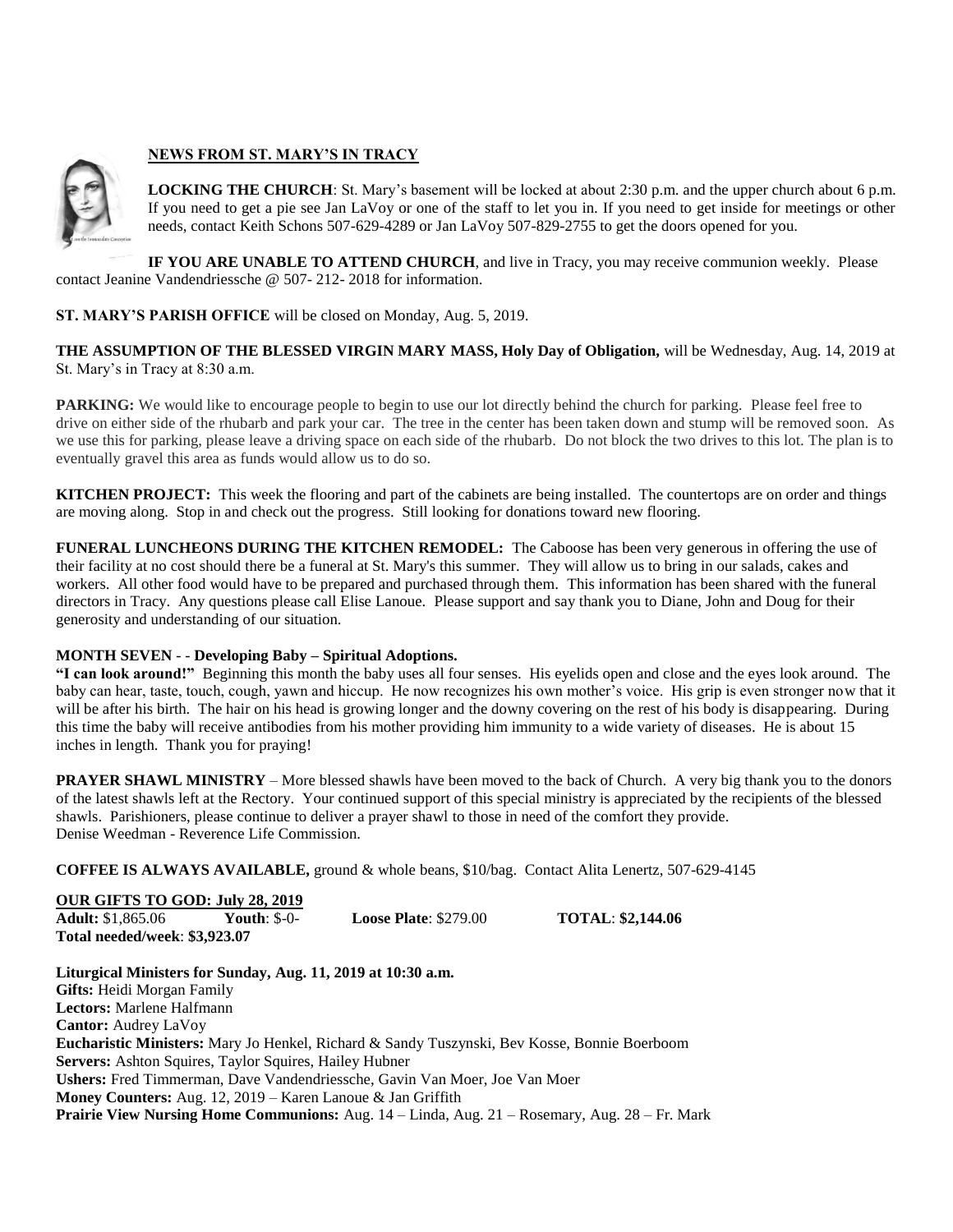## NEWS FROM ST. MARY'S IN TRACY

**LOCKING THE CHURCH**: St. Mary's basement will be locked at about 2:30 p.m. and the upper church about 6 p.m. If you need to get a pie see Jan LaVoy or one of the staff to let you in. If you need to get inside for meetings or other needs, contact Keith Schons 507-629-4289 or Jan LaVoy 507-829-2755 to get the doors opened for you.

**IF YOU ARE UNABLE TO ATTEND CHURCH**, and live in Tracy, you may receive communion weekly. Please contact Jeanine Vandendriessche @ 507- 212- 2018 for information.

**ST. MARY'S PARISH OFFICE** will be closed on Monday, Aug. 5, 2019.

**THE ASSUMPTION OF THE BLESSED VIRGIN MARY MASS, Holy Day of Obligation,** will be Wednesday, Aug. 14, 2019 at St. Mary's in Tracy at 8:30 a.m.

**PARKING:** We would like to encourage people to begin to use our lot directly behind the church for parking. Please feel free to drive on either side of the rhubarb and park your car. The tree in the center has been taken down and stump will be removed soon. As we use this for parking, please leave a driving space on each side of the rhubarb. Do not block the two drives to this lot. The plan is to eventually gravel this area as funds would allow us to do so.

**KITCHEN PROJECT:** This week the flooring and part of the cabinets are being installed. The countertops are on order and things are moving along. Stop in and check out the progress. Still looking for donations toward new flooring.

**FUNERAL LUNCHEONS DURING THE KITCHEN REMODEL:** The Caboose has been very generous in offering the use of their facility at no cost should there be a funeral at St. Mary's this summer. They will allow us to bring in our salads, cakes and workers. All other food would have to be prepared and purchased through them. This information has been shared with the funeral directors in Tracy. Any questions please call Elise Lanoue. Please support and say thank you to Diane, John and Doug for their generosity and understanding of our situation.

**MONTH SEVEN - - Developing Baby – Spiritual Adoptions.**

**"I can look around!"** Beginning this month the baby uses all four senses. His eyelids open and close and the eyes look around. The baby can hear, taste, touch, cough, yawn and hiccup. He now recognizes his own mother's voice. His grip is even stronger now that it will be after his birth. The hair on his head is growing longer and the downy covering on the rest of his body is disappearing. During this time the baby will receive antibodies from his mother providing him immunity to a wide variety of diseases. He is about 15 inches in length. Thank you for praying!

**PRAYER SHAWL MINISTRY** – More blessed shawls have been moved to the back of Church. A very big thank you to the donors of the latest shawls left at the Rectory. Your continued support of this special ministry is appreciated by the recipients of the blessed shawls. Parishioners, please continue to deliver a prayer shawl to those in need of the comfort they provide.
Denise Weedman - Reverence Life Commission.

**COFFEE IS ALWAYS AVAILABLE,** ground & whole beans, $10/bag. Contact Alita Lenertz, 507-629-4145

**OUR GIFTS TO GOD: July 28, 2019**
**Adult:** $1,865.06 **Youth**: $-0- **Loose Plate**: $279.00 **TOTAL**: **$2,144.06**
**Total needed/week**: **$3,923.07**

**Liturgical Ministers for Sunday, Aug. 11, 2019 at 10:30 a.m.**
**Gifts:** Heidi Morgan Family
**Lectors:** Marlene Halfmann
**Cantor:** Audrey LaVoy
**Eucharistic Ministers:** Mary Jo Henkel, Richard & Sandy Tuszynski, Bev Kosse, Bonnie Boerboom
**Servers:** Ashton Squires, Taylor Squires, Hailey Hubner
**Ushers:** Fred Timmerman, Dave Vandendriessche, Gavin Van Moer, Joe Van Moer
**Money Counters:** Aug. 12, 2019 – Karen Lanoue & Jan Griffith
**Prairie View Nursing Home Communions:** Aug. 14 – Linda, Aug. 21 – Rosemary, Aug. 28 – Fr. Mark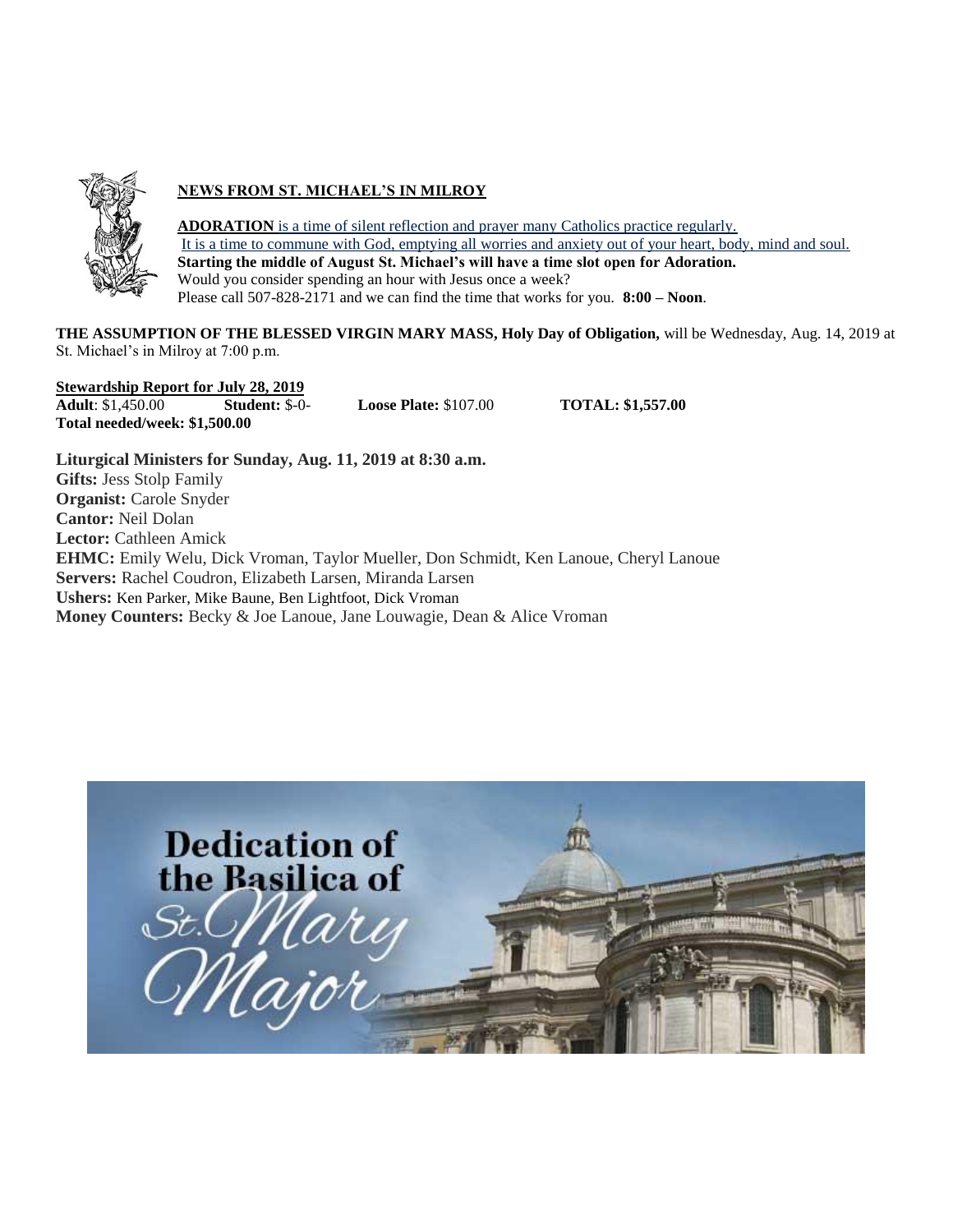## NEWS FROM ST. MICHAEL'S IN MILROY

**ADORATION** is a time of silent reflection and prayer many Catholics practice regularly.
It is a time to commune with God, emptying all worries and anxiety out of your heart, body, mind and soul.
**Starting the middle of August St. Michael's will have a time slot open for Adoration.**
Would you consider spending an hour with Jesus once a week?
Please call 507-828-2171 and we can find the time that works for you. **8:00 – Noon**.

**THE ASSUMPTION OF THE BLESSED VIRGIN MARY MASS, Holy Day of Obligation,** will be Wednesday, Aug. 14, 2019 at St. Michael's in Milroy at 7:00 p.m.

**Stewardship Report for July 28, 2019**
**Adult**: $1,450.00 **Student:** $-0- **Loose Plate:** $107.00 **TOTAL: $1,557.00**
**Total needed/week: $1,500.00**

**Liturgical Ministers for Sunday, Aug. 11, 2019 at 8:30 a.m.**
**Gifts:** Jess Stolp Family
**Organist:** Carole Snyder
**Cantor:** Neil Dolan
**Lector:** Cathleen Amick
**EHMC:** Emily Welu, Dick Vroman, Taylor Mueller, Don Schmidt, Ken Lanoue, Cheryl Lanoue
**Servers:** Rachel Coudron, Elizabeth Larsen, Miranda Larsen
**Ushers:** Ken Parker, Mike Baune, Ben Lightfoot, Dick Vroman
**Money Counters:** Becky & Joe Lanoue, Jane Louwagie, Dean & Alice Vroman

Dedication of the Basilica of St. Mary Major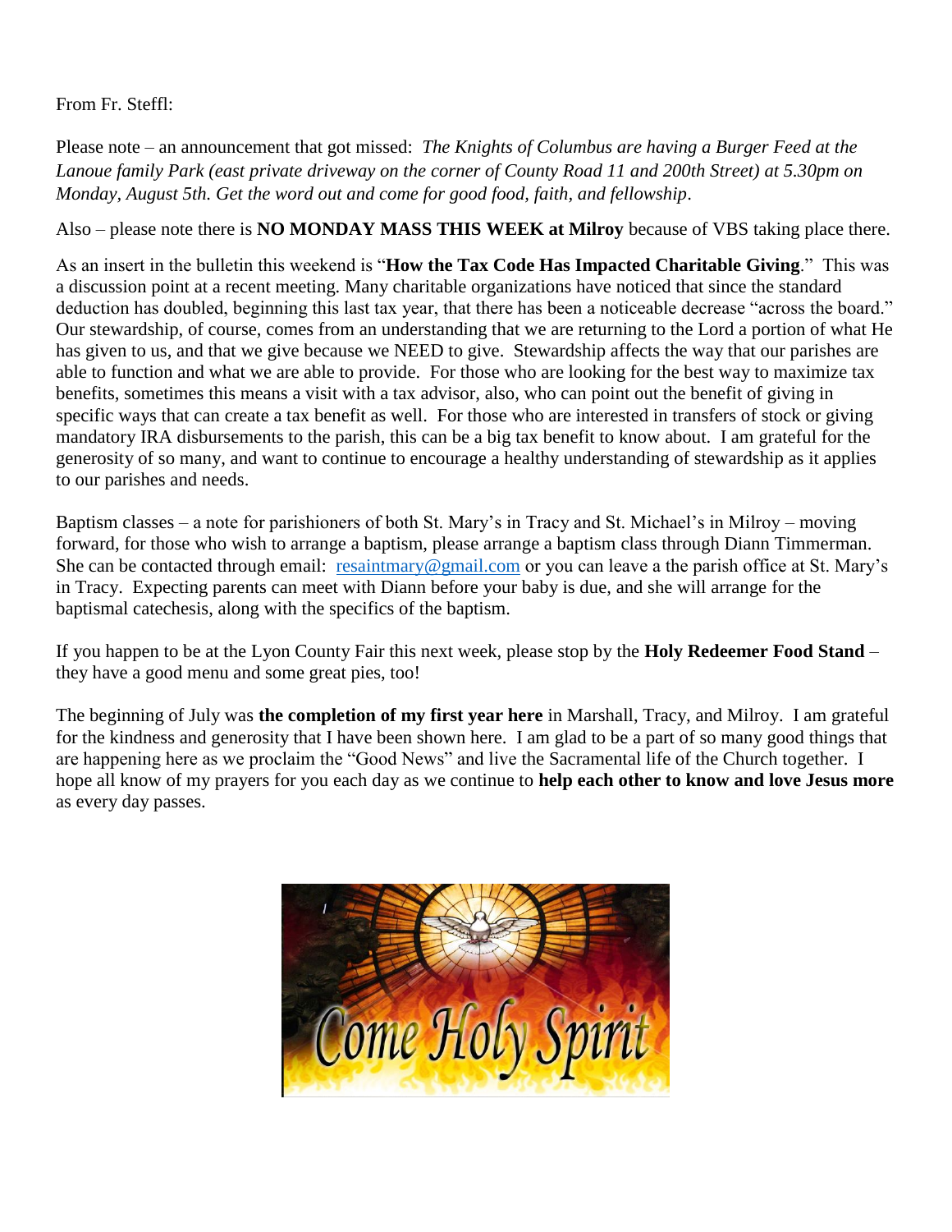From Fr. Steffl:

Please note – an announcement that got missed: *The Knights of Columbus are having a Burger Feed at the Lanoue family Park (east private driveway on the corner of County Road 11 and 200th Street) at 5.30pm on Monday, August 5th. Get the word out and come for good food, faith, and fellowship*.

Also – please note there is **NO MONDAY MASS THIS WEEK at Milroy** because of VBS taking place there.

As an insert in the bulletin this weekend is "**How the Tax Code Has Impacted Charitable Giving**." This was a discussion point at a recent meeting. Many charitable organizations have noticed that since the standard deduction has doubled, beginning this last tax year, that there has been a noticeable decrease "across the board." Our stewardship, of course, comes from an understanding that we are returning to the Lord a portion of what He has given to us, and that we give because we NEED to give. Stewardship affects the way that our parishes are able to function and what we are able to provide. For those who are looking for the best way to maximize tax benefits, sometimes this means a visit with a tax advisor, also, who can point out the benefit of giving in specific ways that can create a tax benefit as well. For those who are interested in transfers of stock or giving mandatory IRA disbursements to the parish, this can be a big tax benefit to know about. I am grateful for the generosity of so many, and want to continue to encourage a healthy understanding of stewardship as it applies to our parishes and needs.

Baptism classes – a note for parishioners of both St. Mary's in Tracy and St. Michael's in Milroy – moving forward, for those who wish to arrange a baptism, please arrange a baptism class through Diann Timmerman. She can be contacted through email: resaintmary@gmail.com or you can leave a the parish office at St. Mary's in Tracy. Expecting parents can meet with Diann before your baby is due, and she will arrange for the baptismal catechesis, along with the specifics of the baptism.

If you happen to be at the Lyon County Fair this next week, please stop by the **Holy Redeemer Food Stand** – they have a good menu and some great pies, too!

The beginning of July was **the completion of my first year here** in Marshall, Tracy, and Milroy. I am grateful for the kindness and generosity that I have been shown here. I am glad to be a part of so many good things that are happening here as we proclaim the "Good News" and live the Sacramental life of the Church together. I hope all know of my prayers for you each day as we continue to **help each other to know and love Jesus more** as every day passes.

Come Holy Spirit